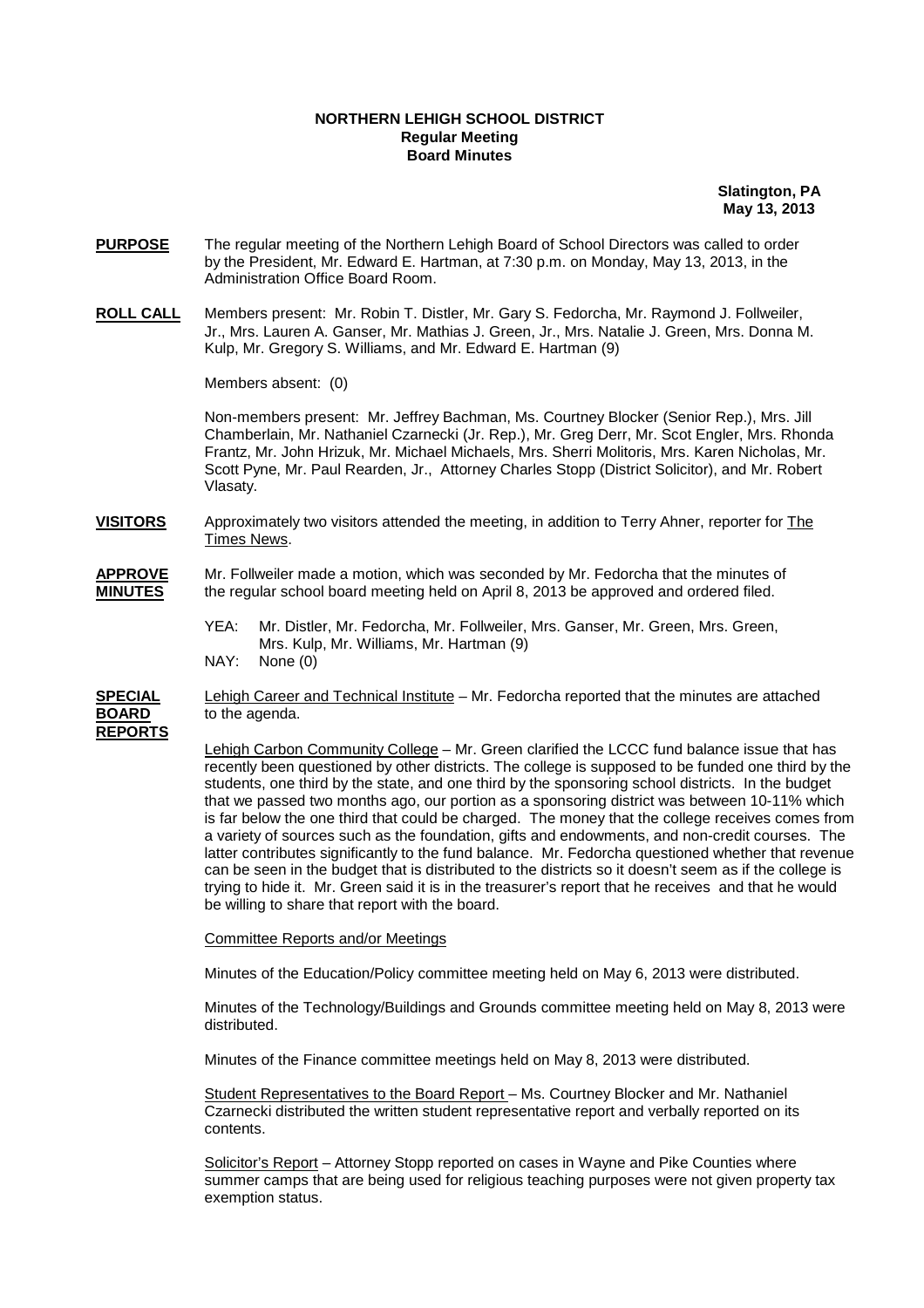**NORTHERN LEHIGH SCHOOL DISTRICT**
**Regular Meeting**
**Board Minutes**

**Slatington, PA**
**May 13, 2013**

**PURPOSE** The regular meeting of the Northern Lehigh Board of School Directors was called to order by the President, Mr. Edward E. Hartman, at 7:30 p.m. on Monday, May 13, 2013, in the Administration Office Board Room.

**ROLL CALL** Members present: Mr. Robin T. Distler, Mr. Gary S. Fedorcha, Mr. Raymond J. Follweiler, Jr., Mrs. Lauren A. Ganser, Mr. Mathias J. Green, Jr., Mrs. Natalie J. Green, Mrs. Donna M. Kulp, Mr. Gregory S. Williams, and Mr. Edward E. Hartman (9)

Members absent: (0)

Non-members present: Mr. Jeffrey Bachman, Ms. Courtney Blocker (Senior Rep.), Mrs. Jill Chamberlain, Mr. Nathaniel Czarnecki (Jr. Rep.), Mr. Greg Derr, Mr. Scot Engler, Mrs. Rhonda Frantz, Mr. John Hrizuk, Mr. Michael Michaels, Mrs. Sherri Molitoris, Mrs. Karen Nicholas, Mr. Scott Pyne, Mr. Paul Rearden, Jr., Attorney Charles Stopp (District Solicitor), and Mr. Robert Vlasaty.

**VISITORS** Approximately two visitors attended the meeting, in addition to Terry Ahner, reporter for The Times News.

**APPROVE MINUTES** Mr. Follweiler made a motion, which was seconded by Mr. Fedorcha that the minutes of the regular school board meeting held on April 8, 2013 be approved and ordered filed.

YEA: Mr. Distler, Mr. Fedorcha, Mr. Follweiler, Mrs. Ganser, Mr. Green, Mrs. Green, Mrs. Kulp, Mr. Williams, Mr. Hartman (9)
NAY: None (0)

**SPECIAL BOARD REPORTS** Lehigh Career and Technical Institute – Mr. Fedorcha reported that the minutes are attached to the agenda.

Lehigh Carbon Community College – Mr. Green clarified the LCCC fund balance issue that has recently been questioned by other districts. The college is supposed to be funded one third by the students, one third by the state, and one third by the sponsoring school districts. In the budget that we passed two months ago, our portion as a sponsoring district was between 10-11% which is far below the one third that could be charged. The money that the college receives comes from a variety of sources such as the foundation, gifts and endowments, and non-credit courses. The latter contributes significantly to the fund balance. Mr. Fedorcha questioned whether that revenue can be seen in the budget that is distributed to the districts so it doesn't seem as if the college is trying to hide it. Mr. Green said it is in the treasurer's report that he receives and that he would be willing to share that report with the board.

Committee Reports and/or Meetings

Minutes of the Education/Policy committee meeting held on May 6, 2013 were distributed.

Minutes of the Technology/Buildings and Grounds committee meeting held on May 8, 2013 were distributed.

Minutes of the Finance committee meetings held on May 8, 2013 were distributed.

Student Representatives to the Board Report – Ms. Courtney Blocker and Mr. Nathaniel Czarnecki distributed the written student representative report and verbally reported on its contents.

Solicitor's Report – Attorney Stopp reported on cases in Wayne and Pike Counties where summer camps that are being used for religious teaching purposes were not given property tax exemption status.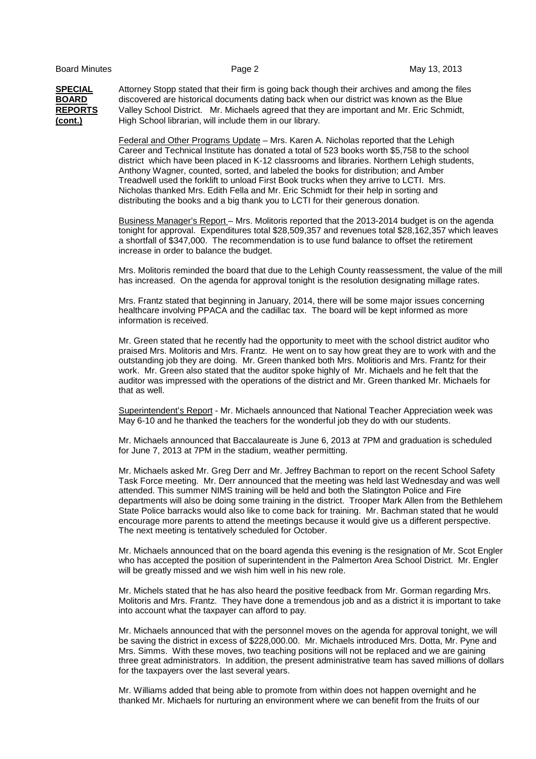**SPECIAL BOARD REPORTS (cont.)**

Attorney Stopp stated that their firm is going back though their archives and among the files discovered are historical documents dating back when our district was known as the Blue Valley School District. Mr. Michaels agreed that they are important and Mr. Eric Schmidt, High School librarian, will include them in our library.

Federal and Other Programs Update – Mrs. Karen A. Nicholas reported that the Lehigh Career and Technical Institute has donated a total of 523 books worth $5,758 to the school district which have been placed in K-12 classrooms and libraries. Northern Lehigh students, Anthony Wagner, counted, sorted, and labeled the books for distribution; and Amber Treadwell used the forklift to unload First Book trucks when they arrive to LCTI. Mrs. Nicholas thanked Mrs. Edith Fella and Mr. Eric Schmidt for their help in sorting and distributing the books and a big thank you to LCTI for their generous donation.

Business Manager's Report – Mrs. Molitoris reported that the 2013-2014 budget is on the agenda tonight for approval. Expenditures total $28,509,357 and revenues total $28,162,357 which leaves a shortfall of $347,000. The recommendation is to use fund balance to offset the retirement increase in order to balance the budget.

Mrs. Molitoris reminded the board that due to the Lehigh County reassessment, the value of the mill has increased. On the agenda for approval tonight is the resolution designating millage rates.

Mrs. Frantz stated that beginning in January, 2014, there will be some major issues concerning healthcare involving PPACA and the cadillac tax. The board will be kept informed as more information is received.

Mr. Green stated that he recently had the opportunity to meet with the school district auditor who praised Mrs. Molitoris and Mrs. Frantz. He went on to say how great they are to work with and the outstanding job they are doing. Mr. Green thanked both Mrs. Molitioris and Mrs. Frantz for their work. Mr. Green also stated that the auditor spoke highly of Mr. Michaels and he felt that the auditor was impressed with the operations of the district and Mr. Green thanked Mr. Michaels for that as well.

Superintendent's Report - Mr. Michaels announced that National Teacher Appreciation week was May 6-10 and he thanked the teachers for the wonderful job they do with our students.

Mr. Michaels announced that Baccalaureate is June 6, 2013 at 7PM and graduation is scheduled for June 7, 2013 at 7PM in the stadium, weather permitting.

Mr. Michaels asked Mr. Greg Derr and Mr. Jeffrey Bachman to report on the recent School Safety Task Force meeting. Mr. Derr announced that the meeting was held last Wednesday and was well attended. This summer NIMS training will be held and both the Slatington Police and Fire departments will also be doing some training in the district. Trooper Mark Allen from the Bethlehem State Police barracks would also like to come back for training. Mr. Bachman stated that he would encourage more parents to attend the meetings because it would give us a different perspective. The next meeting is tentatively scheduled for October.

Mr. Michaels announced that on the board agenda this evening is the resignation of Mr. Scot Engler who has accepted the position of superintendent in the Palmerton Area School District. Mr. Engler will be greatly missed and we wish him well in his new role.

Mr. Michels stated that he has also heard the positive feedback from Mr. Gorman regarding Mrs. Molitoris and Mrs. Frantz. They have done a tremendous job and as a district it is important to take into account what the taxpayer can afford to pay.

Mr. Michaels announced that with the personnel moves on the agenda for approval tonight, we will be saving the district in excess of $228,000.00. Mr. Michaels introduced Mrs. Dotta, Mr. Pyne and Mrs. Simms. With these moves, two teaching positions will not be replaced and we are gaining three great administrators. In addition, the present administrative team has saved millions of dollars for the taxpayers over the last several years.

Mr. Williams added that being able to promote from within does not happen overnight and he thanked Mr. Michaels for nurturing an environment where we can benefit from the fruits of our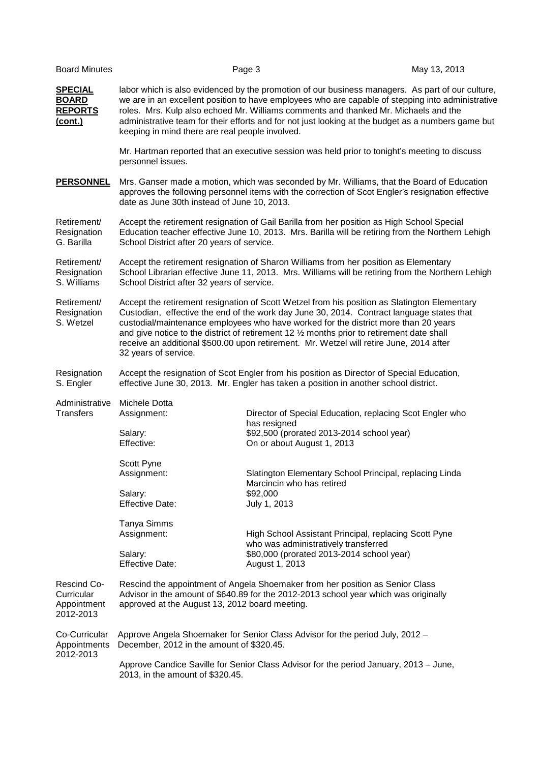**SPECIAL BOARD REPORTS (cont.)**

labor which is also evidenced by the promotion of our business managers. As part of our culture, we are in an excellent position to have employees who are capable of stepping into administrative roles. Mrs. Kulp also echoed Mr. Williams comments and thanked Mr. Michaels and the administrative team for their efforts and for not just looking at the budget as a numbers game but keeping in mind there are real people involved.

Mr. Hartman reported that an executive session was held prior to tonight's meeting to discuss personnel issues.

**PERSONNEL**

Mrs. Ganser made a motion, which was seconded by Mr. Williams, that the Board of Education approves the following personnel items with the correction of Scot Engler's resignation effective date as June 30th instead of June 10, 2013.

Retirement/ Resignation G. Barilla

Accept the retirement resignation of Gail Barilla from her position as High School Special Education teacher effective June 10, 2013. Mrs. Barilla will be retiring from the Northern Lehigh School District after 20 years of service.

Retirement/ Resignation S. Williams

Accept the retirement resignation of Sharon Williams from her position as Elementary School Librarian effective June 11, 2013. Mrs. Williams will be retiring from the Northern Lehigh School District after 32 years of service.

Retirement/ Resignation S. Wetzel

Accept the retirement resignation of Scott Wetzel from his position as Slatington Elementary Custodian, effective the end of the work day June 30, 2014. Contract language states that custodial/maintenance employees who have worked for the district more than 20 years and give notice to the district of retirement 12 ½ months prior to retirement date shall receive an additional $500.00 upon retirement. Mr. Wetzel will retire June, 2014 after 32 years of service.

Resignation S. Engler

Accept the resignation of Scot Engler from his position as Director of Special Education, effective June 30, 2013. Mr. Engler has taken a position in another school district.

Administrative Transfers

Michele Dotta
Assignment: Director of Special Education, replacing Scot Engler who has resigned
Salary: $92,500 (prorated 2013-2014 school year)
Effective: On or about August 1, 2013

Scott Pyne
Assignment: Slatington Elementary School Principal, replacing Linda Marcincin who has retired
Salary: $92,000
Effective Date: July 1, 2013

Tanya Simms
Assignment: High School Assistant Principal, replacing Scott Pyne who was administratively transferred
Salary: $80,000 (prorated 2013-2014 school year)
Effective Date: August 1, 2013

Rescind Co-Curricular Appointment 2012-2013

Rescind the appointment of Angela Shoemaker from her position as Senior Class Advisor in the amount of $640.89 for the 2012-2013 school year which was originally approved at the August 13, 2012 board meeting.

Co-Curricular Appointments 2012-2013

Approve Angela Shoemaker for Senior Class Advisor for the period July, 2012 – December, 2012 in the amount of $320.45.

Approve Candice Saville for Senior Class Advisor for the period January, 2013 – June, 2013, in the amount of $320.45.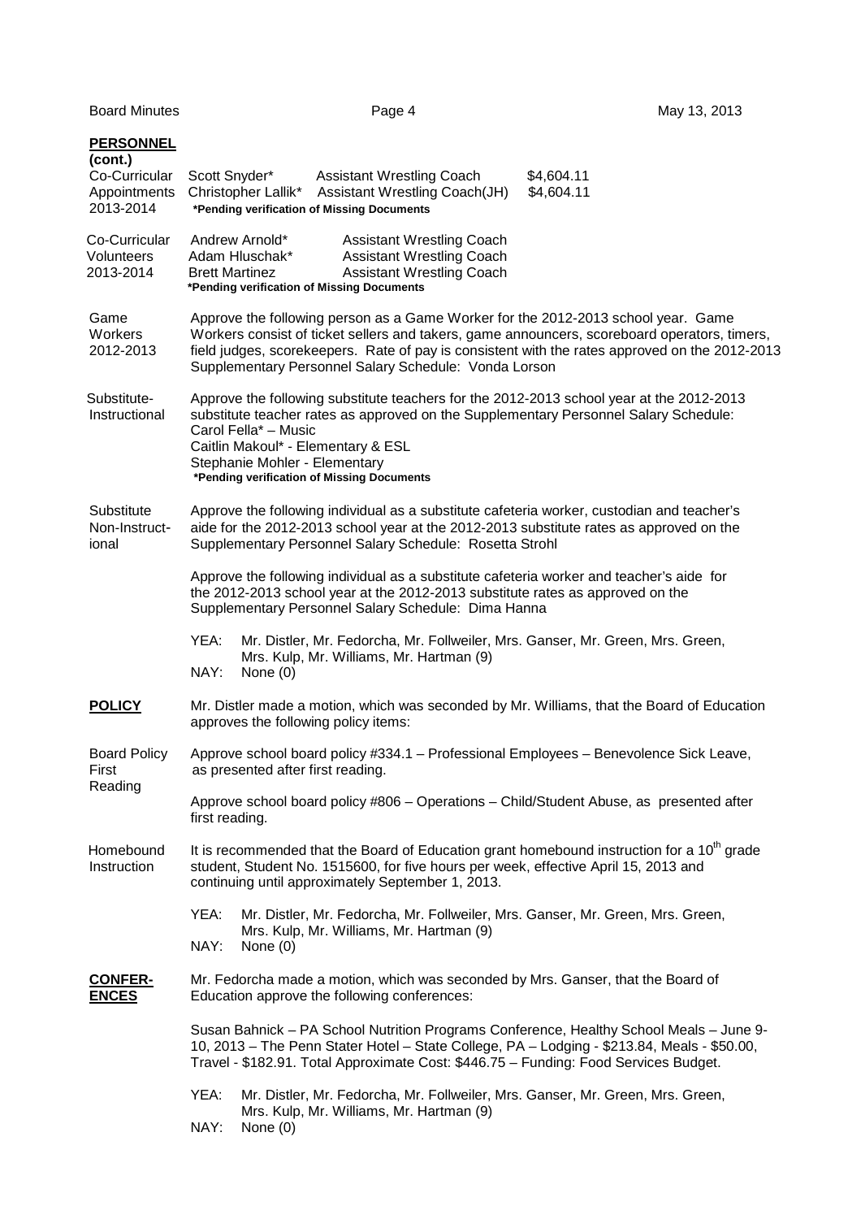**PERSONNEL (cont.)**

**Co-Curricular Appointments 2013-2014**

| | | |
|---|---|---|
| Scott Snyder* | Assistant Wrestling Coach | $4,604.11 |
| Christopher Lallik* | Assistant Wrestling Coach(JH) | $4,604.11 |

**\*Pending verification of Missing Documents**

**Co-Curricular Volunteers 2013-2014**

| | |
|---|---|
| Andrew Arnold* | Assistant Wrestling Coach |
| Adam Hluschak* | Assistant Wrestling Coach |
| Brett Martinez | Assistant Wrestling Coach |

**\*Pending verification of Missing Documents**

**Game Workers 2012-2013**

Approve the following person as a Game Worker for the 2012-2013 school year. Game Workers consist of ticket sellers and takers, game announcers, scoreboard operators, timers, field judges, scorekeepers. Rate of pay is consistent with the rates approved on the 2012-2013 Supplementary Personnel Salary Schedule: Vonda Lorson

**Substitute-Instructional**

Approve the following substitute teachers for the 2012-2013 school year at the 2012-2013 substitute teacher rates as approved on the Supplementary Personnel Salary Schedule:
Carol Fella* – Music
Caitlin Makoul* - Elementary & ESL
Stephanie Mohler - Elementary
**\*Pending verification of Missing Documents**

**Substitute Non-Instructional**

Approve the following individual as a substitute cafeteria worker, custodian and teacher's aide for the 2012-2013 school year at the 2012-2013 substitute rates as approved on the Supplementary Personnel Salary Schedule: Rosetta Strohl

Approve the following individual as a substitute cafeteria worker and teacher's aide for the 2012-2013 school year at the 2012-2013 substitute rates as approved on the Supplementary Personnel Salary Schedule: Dima Hanna

YEA: Mr. Distler, Mr. Fedorcha, Mr. Follweiler, Mrs. Ganser, Mr. Green, Mrs. Green, Mrs. Kulp, Mr. Williams, Mr. Hartman (9)
NAY: None (0)

## POLICY

Mr. Distler made a motion, which was seconded by Mr. Williams, that the Board of Education approves the following policy items:

**Board Policy First Reading**

Approve school board policy #334.1 – Professional Employees – Benevolence Sick Leave, as presented after first reading.

Approve school board policy #806 – Operations – Child/Student Abuse, as presented after first reading.

**Homebound Instruction**

It is recommended that the Board of Education grant homebound instruction for a 10th grade student, Student No. 1515600, for five hours per week, effective April 15, 2013 and continuing until approximately September 1, 2013.

YEA: Mr. Distler, Mr. Fedorcha, Mr. Follweiler, Mrs. Ganser, Mr. Green, Mrs. Green, Mrs. Kulp, Mr. Williams, Mr. Hartman (9)
NAY: None (0)

## CONFERENCES

Mr. Fedorcha made a motion, which was seconded by Mrs. Ganser, that the Board of Education approve the following conferences:

Susan Bahnick – PA School Nutrition Programs Conference, Healthy School Meals – June 9-10, 2013 – The Penn Stater Hotel – State College, PA – Lodging - $213.84, Meals - $50.00, Travel - $182.91. Total Approximate Cost: $446.75 – Funding: Food Services Budget.

YEA: Mr. Distler, Mr. Fedorcha, Mr. Follweiler, Mrs. Ganser, Mr. Green, Mrs. Green, Mrs. Kulp, Mr. Williams, Mr. Hartman (9)
NAY: None (0)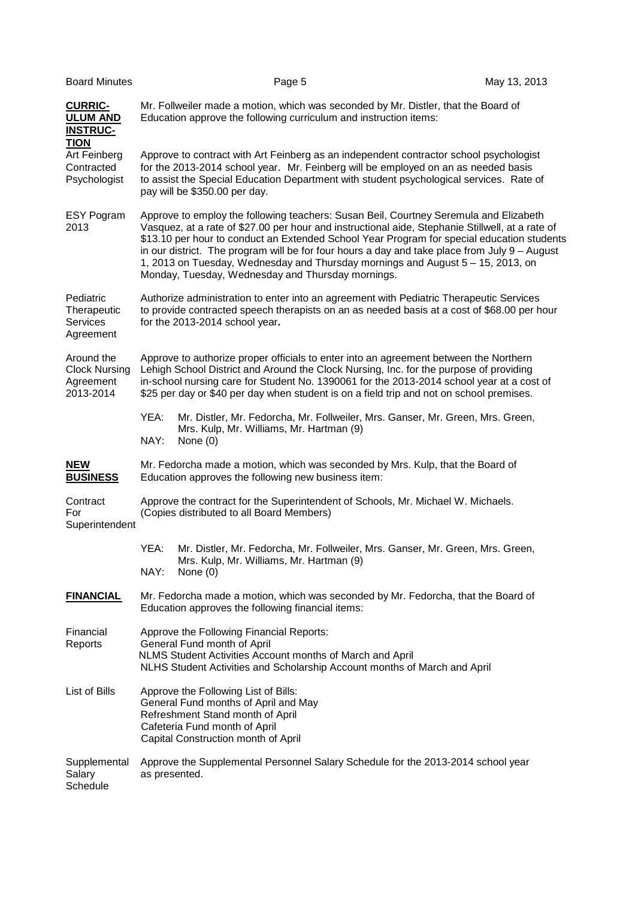**CURRICULUM AND INSTRUCTION**

Mr. Follweiler made a motion, which was seconded by Mr. Distler, that the Board of Education approve the following curriculum and instruction items:

Art Feinberg Contracted Psychologist

Approve to contract with Art Feinberg as an independent contractor school psychologist for the 2013-2014 school year. Mr. Feinberg will be employed on an as needed basis to assist the Special Education Department with student psychological services. Rate of pay will be $350.00 per day.

ESY Pogram 2013

Approve to employ the following teachers: Susan Beil, Courtney Seremula and Elizabeth Vasquez, at a rate of $27.00 per hour and instructional aide, Stephanie Stillwell, at a rate of $13.10 per hour to conduct an Extended School Year Program for special education students in our district. The program will be for four hours a day and take place from July 9 – August 1, 2013 on Tuesday, Wednesday and Thursday mornings and August 5 – 15, 2013, on Monday, Tuesday, Wednesday and Thursday mornings.

Pediatric Therapeutic Services Agreement

Authorize administration to enter into an agreement with Pediatric Therapeutic Services to provide contracted speech therapists on an as needed basis at a cost of $68.00 per hour for the 2013-2014 school year.

Around the Clock Nursing Agreement 2013-2014

Approve to authorize proper officials to enter into an agreement between the Northern Lehigh School District and Around the Clock Nursing, Inc. for the purpose of providing in-school nursing care for Student No. 1390061 for the 2013-2014 school year at a cost of $25 per day or $40 per day when student is on a field trip and not on school premises.

YEA: Mr. Distler, Mr. Fedorcha, Mr. Follweiler, Mrs. Ganser, Mr. Green, Mrs. Green, Mrs. Kulp, Mr. Williams, Mr. Hartman (9)
NAY: None (0)

**NEW BUSINESS**

Mr. Fedorcha made a motion, which was seconded by Mrs. Kulp, that the Board of Education approves the following new business item:

Contract For Superintendent

Approve the contract for the Superintendent of Schools, Mr. Michael W. Michaels. (Copies distributed to all Board Members)

YEA: Mr. Distler, Mr. Fedorcha, Mr. Follweiler, Mrs. Ganser, Mr. Green, Mrs. Green, Mrs. Kulp, Mr. Williams, Mr. Hartman (9)
NAY: None (0)

**FINANCIAL**

Mr. Fedorcha made a motion, which was seconded by Mr. Fedorcha, that the Board of Education approves the following financial items:

Financial Reports

Approve the Following Financial Reports:
General Fund month of April
NLMS Student Activities Account months of March and April
NLHS Student Activities and Scholarship Account months of March and April

List of Bills

Approve the Following List of Bills:
General Fund months of April and May
Refreshment Stand month of April
Cafeteria Fund month of April
Capital Construction month of April

Supplemental Salary Schedule

Approve the Supplemental Personnel Salary Schedule for the 2013-2014 school year as presented.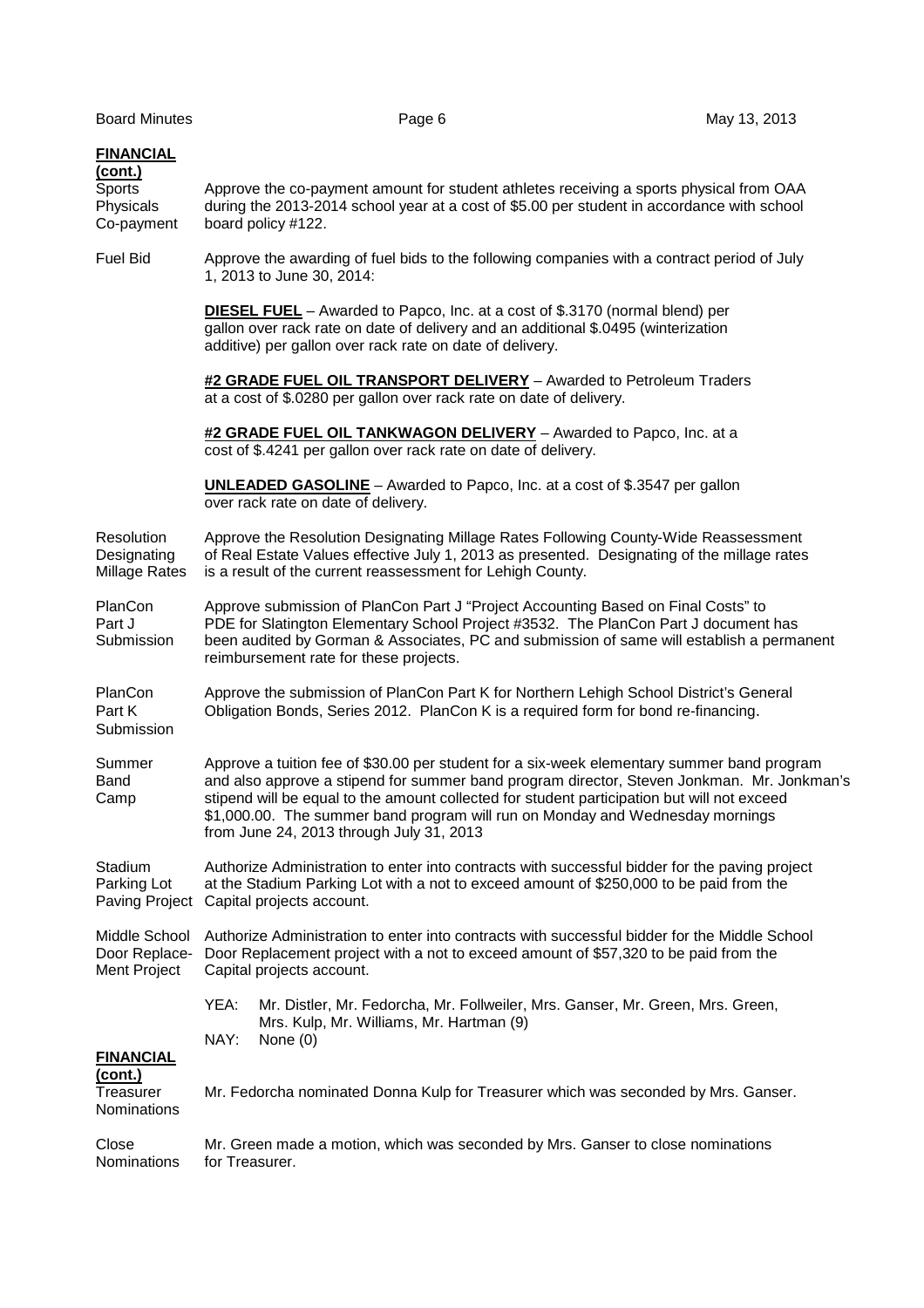**FINANCIAL (cont.)**

**Sports Physicals Co-payment** — Approve the co-payment amount for student athletes receiving a sports physical from OAA during the 2013-2014 school year at a cost of $5.00 per student in accordance with school board policy #122.

**Fuel Bid** — Approve the awarding of fuel bids to the following companies with a contract period of July 1, 2013 to June 30, 2014:

**DIESEL FUEL** – Awarded to Papco, Inc. at a cost of $.3170 (normal blend) per gallon over rack rate on date of delivery and an additional $.0495 (winterization additive) per gallon over rack rate on date of delivery.

**#2 GRADE FUEL OIL TRANSPORT DELIVERY** – Awarded to Petroleum Traders at a cost of $.0280 per gallon over rack rate on date of delivery.

**#2 GRADE FUEL OIL TANKWAGON DELIVERY** – Awarded to Papco, Inc. at a cost of $.4241 per gallon over rack rate on date of delivery.

**UNLEADED GASOLINE** – Awarded to Papco, Inc. at a cost of $.3547 per gallon over rack rate on date of delivery.

**Resolution Designating Millage Rates** — Approve the Resolution Designating Millage Rates Following County-Wide Reassessment of Real Estate Values effective July 1, 2013 as presented. Designating of the millage rates is a result of the current reassessment for Lehigh County.

**PlanCon Part J Submission** — Approve submission of PlanCon Part J "Project Accounting Based on Final Costs" to PDE for Slatington Elementary School Project #3532. The PlanCon Part J document has been audited by Gorman & Associates, PC and submission of same will establish a permanent reimbursement rate for these projects.

**PlanCon Part K Submission** — Approve the submission of PlanCon Part K for Northern Lehigh School District's General Obligation Bonds, Series 2012. PlanCon K is a required form for bond re-financing.

**Summer Band Camp** — Approve a tuition fee of $30.00 per student for a six-week elementary summer band program and also approve a stipend for summer band program director, Steven Jonkman. Mr. Jonkman's stipend will be equal to the amount collected for student participation but will not exceed $1,000.00. The summer band program will run on Monday and Wednesday mornings from June 24, 2013 through July 31, 2013

**Stadium Parking Lot Paving Project** — Authorize Administration to enter into contracts with successful bidder for the paving project at the Stadium Parking Lot with a not to exceed amount of $250,000 to be paid from the Capital projects account.

**Middle School Door Replacement Project** — Authorize Administration to enter into contracts with successful bidder for the Middle School Door Replacement project with a not to exceed amount of $57,320 to be paid from the Capital projects account.

YEA: Mr. Distler, Mr. Fedorcha, Mr. Follweiler, Mrs. Ganser, Mr. Green, Mrs. Green, Mrs. Kulp, Mr. Williams, Mr. Hartman (9)
NAY: None (0)

**FINANCIAL (cont.)**

**Treasurer Nominations** — Mr. Fedorcha nominated Donna Kulp for Treasurer which was seconded by Mrs. Ganser.

**Close Nominations** — Mr. Green made a motion, which was seconded by Mrs. Ganser to close nominations for Treasurer.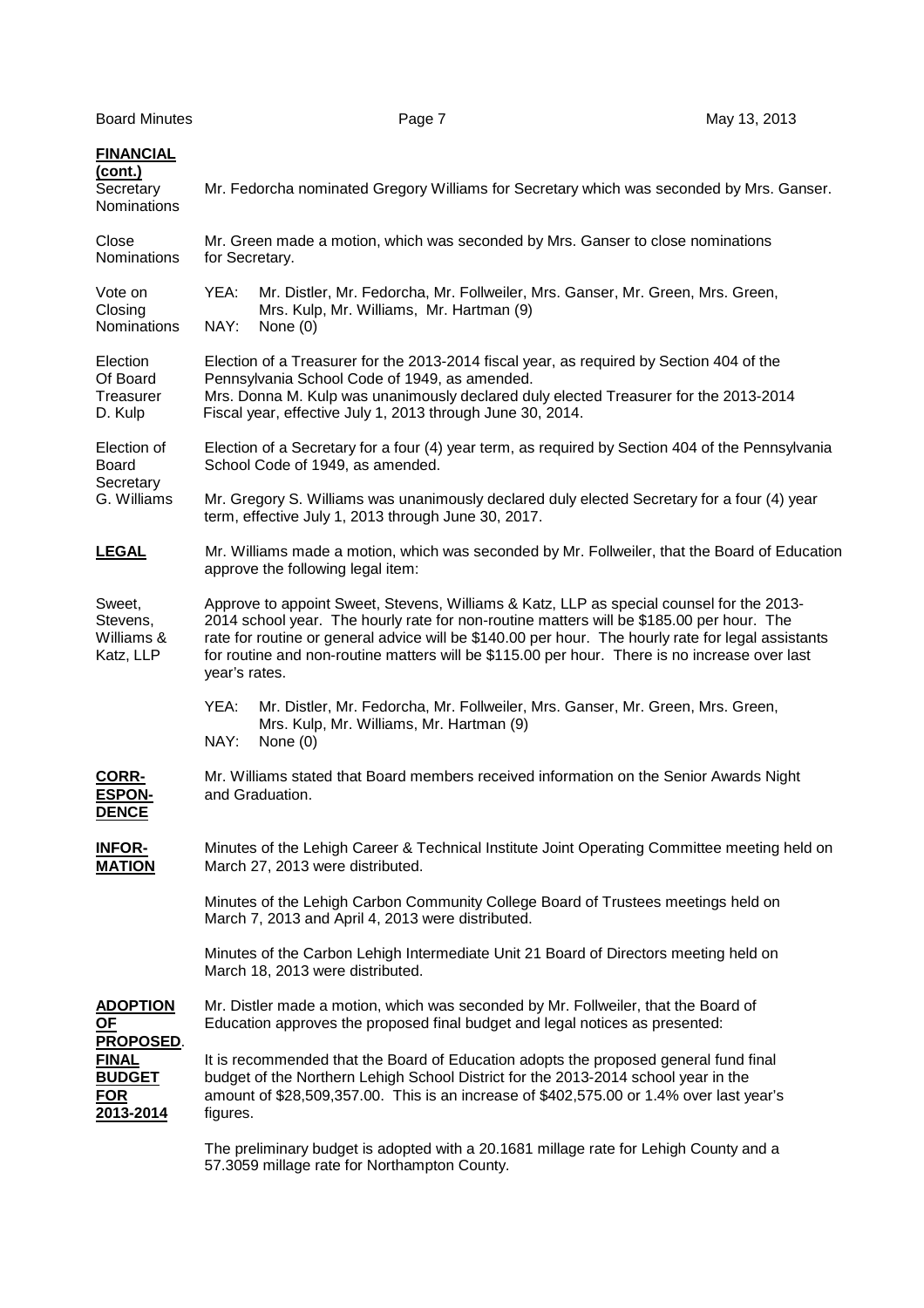**FINANCIAL (cont.)**

Secretary Nominations — Mr. Fedorcha nominated Gregory Williams for Secretary which was seconded by Mrs. Ganser.

Close Nominations — Mr. Green made a motion, which was seconded by Mrs. Ganser to close nominations for Secretary.

Vote on Closing Nominations

YEA: Mr. Distler, Mr. Fedorcha, Mr. Follweiler, Mrs. Ganser, Mr. Green, Mrs. Green, Mrs. Kulp, Mr. Williams, Mr. Hartman (9)
NAY: None (0)

Election Of Board Treasurer D. Kulp — Election of a Treasurer for the 2013-2014 fiscal year, as required by Section 404 of the Pennsylvania School Code of 1949, as amended.
Mrs. Donna M. Kulp was unanimously declared duly elected Treasurer for the 2013-2014 Fiscal year, effective July 1, 2013 through June 30, 2014.

Election of Board Secretary G. Williams — Election of a Secretary for a four (4) year term, as required by Section 404 of the Pennsylvania School Code of 1949, as amended.

Mr. Gregory S. Williams was unanimously declared duly elected Secretary for a four (4) year term, effective July 1, 2013 through June 30, 2017.

**LEGAL**

Mr. Williams made a motion, which was seconded by Mr. Follweiler, that the Board of Education approve the following legal item:

Sweet, Stevens, Williams & Katz, LLP — Approve to appoint Sweet, Stevens, Williams & Katz, LLP as special counsel for the 2013-2014 school year. The hourly rate for non-routine matters will be $185.00 per hour. The rate for routine or general advice will be $140.00 per hour. The hourly rate for legal assistants for routine and non-routine matters will be $115.00 per hour. There is no increase over last year's rates.

YEA: Mr. Distler, Mr. Fedorcha, Mr. Follweiler, Mrs. Ganser, Mr. Green, Mrs. Green, Mrs. Kulp, Mr. Williams, Mr. Hartman (9)
NAY: None (0)

**CORRESPONDENCE**

Mr. Williams stated that Board members received information on the Senior Awards Night and Graduation.

**INFORMATION**

Minutes of the Lehigh Career & Technical Institute Joint Operating Committee meeting held on March 27, 2013 were distributed.

Minutes of the Lehigh Carbon Community College Board of Trustees meetings held on March 7, 2013 and April 4, 2013 were distributed.

Minutes of the Carbon Lehigh Intermediate Unit 21 Board of Directors meeting held on March 18, 2013 were distributed.

**ADOPTION OF PROPOSED. FINAL BUDGET FOR 2013-2014**

Mr. Distler made a motion, which was seconded by Mr. Follweiler, that the Board of Education approves the proposed final budget and legal notices as presented:

It is recommended that the Board of Education adopts the proposed general fund final budget of the Northern Lehigh School District for the 2013-2014 school year in the amount of $28,509,357.00. This is an increase of $402,575.00 or 1.4% over last year's figures.

The preliminary budget is adopted with a 20.1681 millage rate for Lehigh County and a 57.3059 millage rate for Northampton County.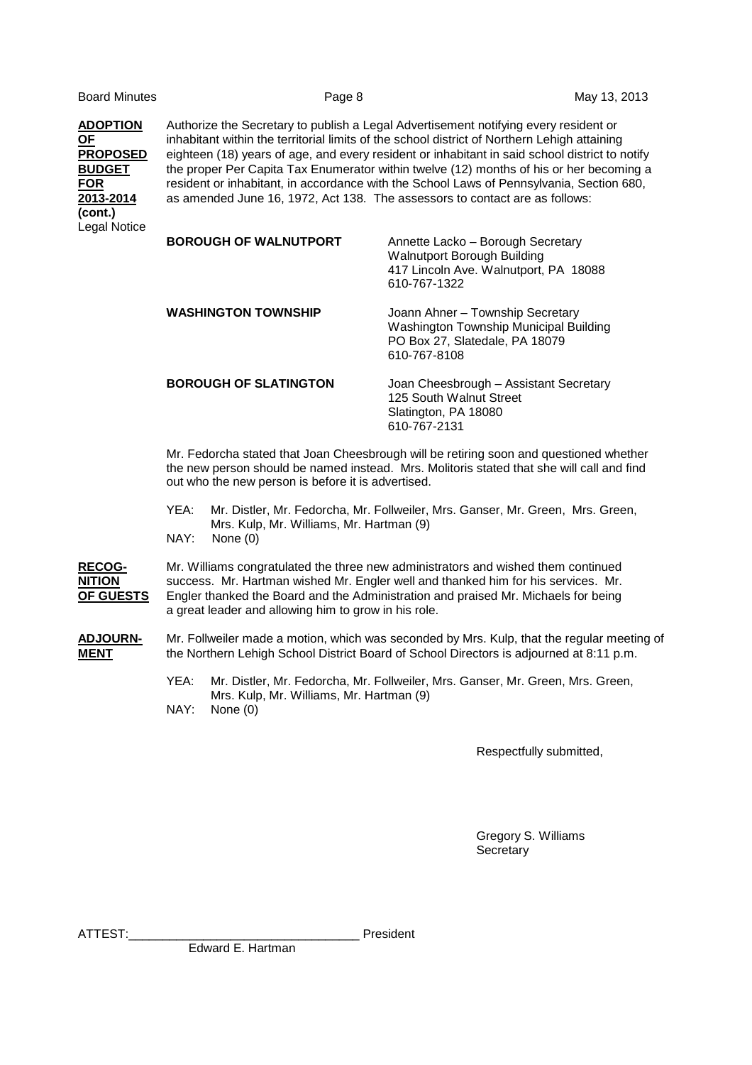**ADOPTION OF PROPOSED BUDGET FOR 2013-2014 (cont.)**
Legal Notice

Authorize the Secretary to publish a Legal Advertisement notifying every resident or inhabitant within the territorial limits of the school district of Northern Lehigh attaining eighteen (18) years of age, and every resident or inhabitant in said school district to notify the proper Per Capita Tax Enumerator within twelve (12) months of his or her becoming a resident or inhabitant, in accordance with the School Laws of Pennsylvania, Section 680, as amended June 16, 1972, Act 138. The assessors to contact are as follows:

| | |
|---|---|
| **BOROUGH OF WALNUTPORT** | Annette Lacko – Borough Secretary<br>Walnutport Borough Building<br>417 Lincoln Ave. Walnutport, PA 18088<br>610-767-1322 |
| **WASHINGTON TOWNSHIP** | Joann Ahner – Township Secretary<br>Washington Township Municipal Building<br>PO Box 27, Slatedale, PA 18079<br>610-767-8108 |
| **BOROUGH OF SLATINGTON** | Joan Cheesbrough – Assistant Secretary<br>125 South Walnut Street<br>Slatington, PA 18080<br>610-767-2131 |

Mr. Fedorcha stated that Joan Cheesbrough will be retiring soon and questioned whether the new person should be named instead. Mrs. Molitoris stated that she will call and find out who the new person is before it is advertised.

YEA: Mr. Distler, Mr. Fedorcha, Mr. Follweiler, Mrs. Ganser, Mr. Green, Mrs. Green, Mrs. Kulp, Mr. Williams, Mr. Hartman (9)
NAY: None (0)

**RECOGNITION OF GUESTS**

Mr. Williams congratulated the three new administrators and wished them continued success. Mr. Hartman wished Mr. Engler well and thanked him for his services. Mr. Engler thanked the Board and the Administration and praised Mr. Michaels for being a great leader and allowing him to grow in his role.

**ADJOURNMENT**

Mr. Follweiler made a motion, which was seconded by Mrs. Kulp, that the regular meeting of the Northern Lehigh School District Board of School Directors is adjourned at 8:11 p.m.

YEA: Mr. Distler, Mr. Fedorcha, Mr. Follweiler, Mrs. Ganser, Mr. Green, Mrs. Green, Mrs. Kulp, Mr. Williams, Mr. Hartman (9)
NAY: None (0)

Respectfully submitted,

Gregory S. Williams
Secretary

ATTEST:_________________________________ President
Edward E. Hartman